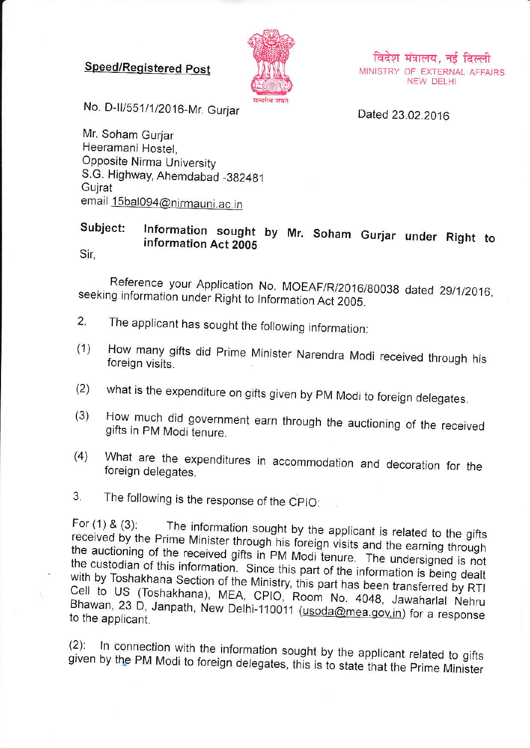**Speed/Registered Post**

सत्यमेव जयते

विदेश मंत्रालय, नई दिल्ली
MINISTRY OF EXTERNAL AFFAIRS
NEW DELHI

No. D-II/551/1/2016-Mr. Gurjar

Dated 23.02.2016

Mr. Soham Gurjar
Heeramani Hostel,
Opposite Nirma University
S.G. Highway, Ahemdabad -382481
Gujrat
email 15bal094@nirmauni.ac.in

**Subject: Information sought by Mr. Soham Gurjar under Right to information Act 2005**

Sir,

Reference your Application No. MOEAF/R/2016/80038 dated 29/1/2016, seeking information under Right to Information Act 2005.

2. The applicant has sought the following information:

(1) How many gifts did Prime Minister Narendra Modi received through his foreign visits.

(2) what is the expenditure on gifts given by PM Modi to foreign delegates.

(3) How much did government earn through the auctioning of the received gifts in PM Modi tenure.

(4) What are the expenditures in accommodation and decoration for the foreign delegates.

3. The following is the response of the CPIO:

For (1) & (3): The information sought by the applicant is related to the gifts received by the Prime Minister through his foreign visits and the earning through the auctioning of the received gifts in PM Modi tenure. The undersigned is not the custodian of this information. Since this part of the information is being dealt with by Toshakhana Section of the Ministry, this part has been transferred by RTI Cell to US (Toshakhana), MEA, CPIO, Room No. 4048, Jawaharlal Nehru Bhawan, 23 D, Janpath, New Delhi-110011 (usoda@mea.gov.in) for a response to the applicant.

(2): In connection with the information sought by the applicant related to gifts given by the PM Modi to foreign delegates, this is to state that the Prime Minister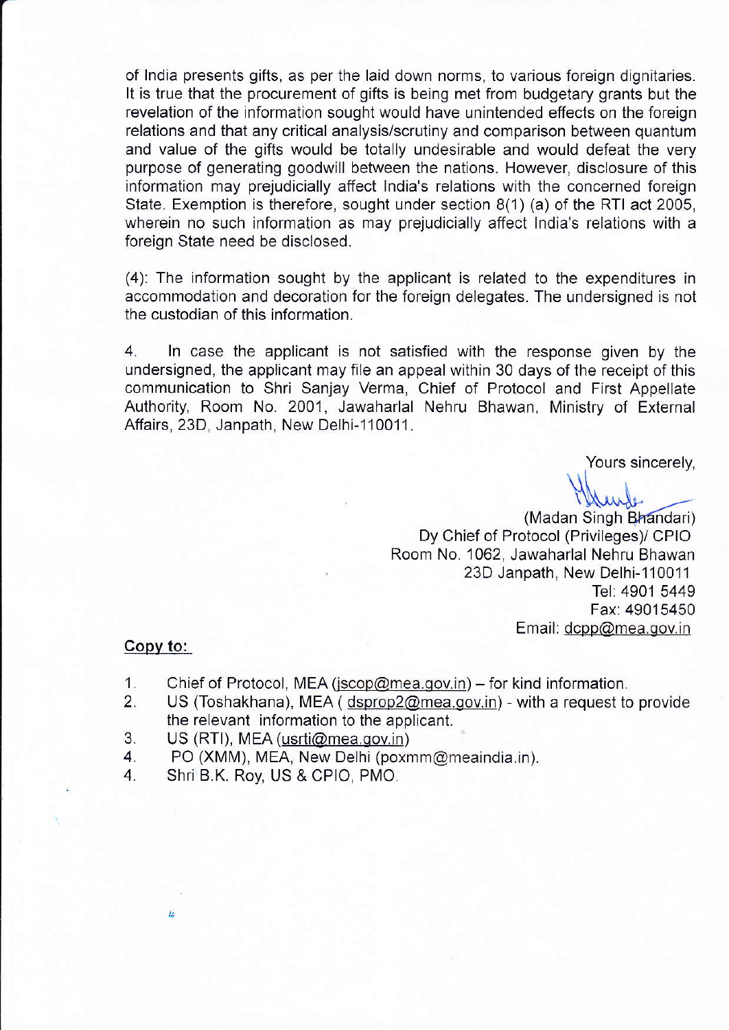of India presents gifts, as per the laid down norms, to various foreign dignitaries. It is true that the procurement of gifts is being met from budgetary grants but the revelation of the information sought would have unintended effects on the foreign relations and that any critical analysis/scrutiny and comparison between quantum and value of the gifts would be totally undesirable and would defeat the very purpose of generating goodwill between the nations. However, disclosure of this information may prejudicially affect India's relations with the concerned foreign State. Exemption is therefore, sought under section 8(1) (a) of the RTI act 2005, wherein no such information as may prejudicially affect India's relations with a foreign State need be disclosed.

(4): The information sought by the applicant is related to the expenditures in accommodation and decoration for the foreign delegates. The undersigned is not the custodian of this information.

4. In case the applicant is not satisfied with the response given by the undersigned, the applicant may file an appeal within 30 days of the receipt of this communication to Shri Sanjay Verma, Chief of Protocol and First Appellate Authority, Room No. 2001, Jawaharlal Nehru Bhawan, Ministry of External Affairs, 23D, Janpath, New Delhi-110011.

Yours sincerely,

(Madan Singh Bhandari)
Dy Chief of Protocol (Privileges)/ CPIO
Room No. 1062, Jawaharlal Nehru Bhawan
23D Janpath, New Delhi-110011
Tel: 4901 5449
Fax: 49015450
Email: dcpp@mea.gov.in

**Copy to:**

1. Chief of Protocol, MEA (jscop@mea.gov.in) – for kind information.
2. US (Toshakhana), MEA ( dsprop2@mea.gov.in) - with a request to provide the relevant information to the applicant.
3. US (RTI), MEA (usrti@mea.gov.in)
4. PO (XMM), MEA, New Delhi (poxmm@meaindia.in).
4. Shri B.K. Roy, US & CPIO, PMO.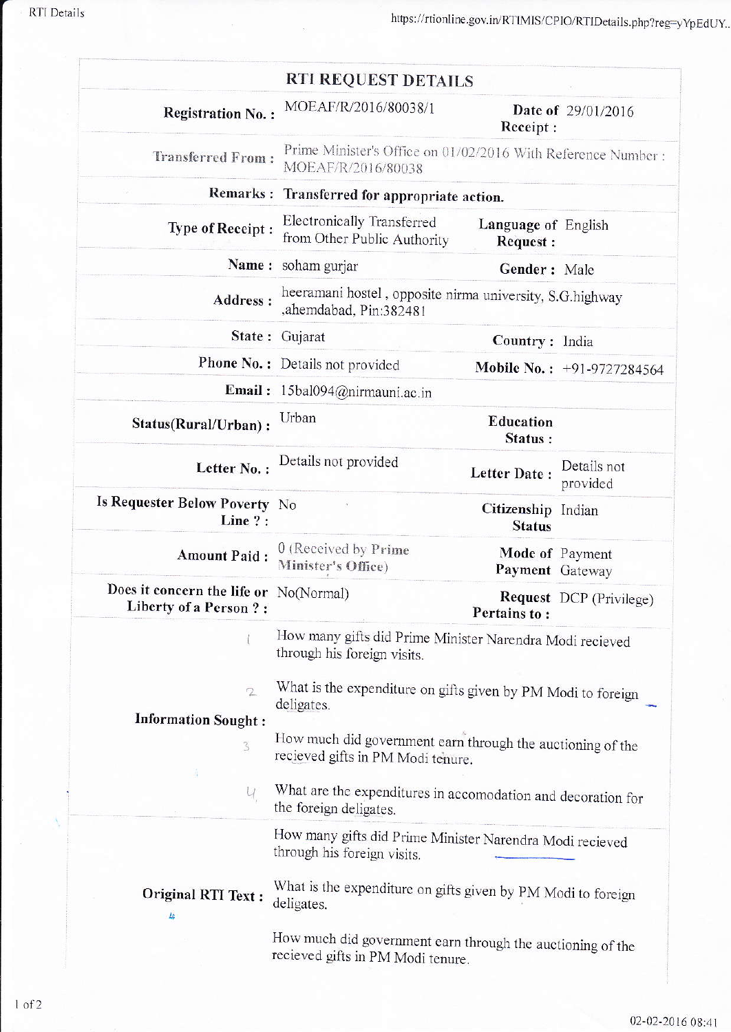# RTI REQUEST DETAILS

| | | | |
|---|---|---|---|
| **Registration No. :** | MOEAF/R/2016/80038/1 | **Date of Receipt :** | 29/01/2016 |
| **Transferred From :** | Prime Minister's Office on 01/02/2016 With Reference Number : MOEAF/R/2016/80038 | | |
| **Remarks :** | **Transferred for appropriate action.** | | |
| **Type of Receipt :** | Electronically Transferred from Other Public Authority | **Language of Request :** | English |
| **Name :** | soham gurjar | **Gender :** | Male |
| **Address :** | heeramani hostel , opposite nirma university, S.G.highway ,ahemdabad, Pin:382481 | | |
| **State :** | Gujarat | **Country :** | India |
| **Phone No. :** | Details not provided | **Mobile No. :** | +91-9727284564 |
| **Email :** | 15bal094@nirmauni.ac.in | | |
| **Status(Rural/Urban) :** | Urban | **Education Status :** | |
| **Letter No. :** | Details not provided | **Letter Date :** | Details not provided |
| **Is Requester Below Poverty Line ? :** | No | **Citizenship Status** | Indian |
| **Amount Paid :** | 0 (Received by Prime Minister's Office) | **Mode of Payment** | Payment Gateway |
| **Does it concern the life or Liberty of a Person ? :** | No(Normal) | **Request Pertains to :** | DCP (Privilege) |

**Information Sought :**

1. How many gifts did Prime Minister Narendra Modi recieved through his foreign visits.
2. What is the expenditure on gifts given by PM Modi to foreign deligates.
3. How much did government earn through the auctioning of the recieved gifts in PM Modi tenure.
4. What are the expenditures in accomodation and decoration for the foreign deligates.

**Original RTI Text :**

How many gifts did Prime Minister Narendra Modi recieved through his foreign visits.

What is the expenditure on gifts given by PM Modi to foreign deligates.

How much did government earn through the auctioning of the recieved gifts in PM Modi tenure.